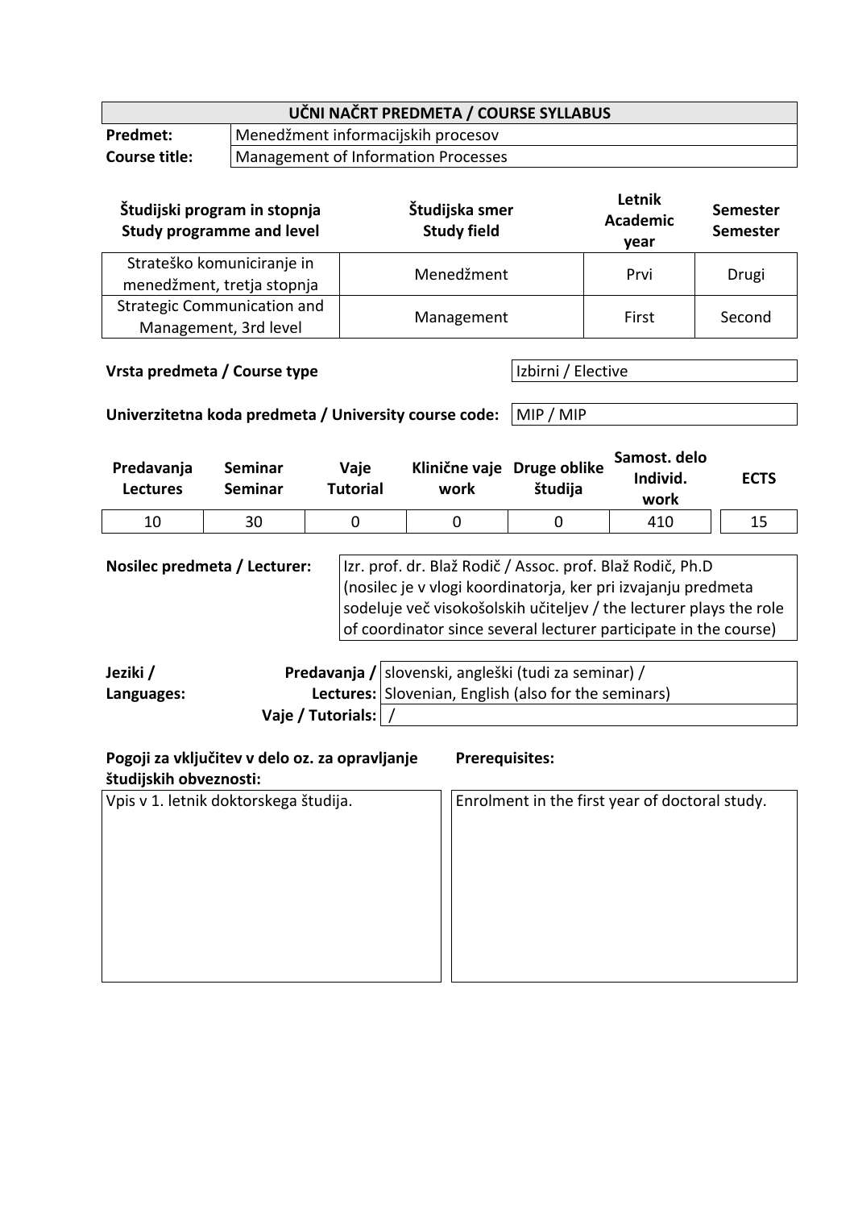| UČNI NAČRT PREDMETA / COURSE SYLLABUS | |
|---|---|
| **Predmet:** | Menedžment informacijskih procesov |
| **Course title:** | Management of Information Processes |

| **Študijski program in stopnja Study programme and level** | **Študijska smer Study field** | **Letnik Academic year** | **Semester Semester** |
|---|---|---|---|
| Strateško komuniciranje in menedžment, tretja stopnja | Menedžment | Prvi | Drugi |
| Strategic Communication and Management, 3rd level | Management | First | Second |

| **Vrsta predmeta / Course type** | Izbirni / Elective |
|---|---|
| **Univerzitetna koda predmeta / University course code:** | MIP / MIP |

| **Predavanja Lectures** | **Seminar Seminar** | **Vaje Tutorial** | **Klinične vaje work** | **Druge oblike študija** | **Samost. delo Individ. work** | **ECTS** |
|---|---|---|---|---|---|---|
| 10 | 30 | 0 | 0 | 0 | 410 | 15 |

| **Nosilec predmeta / Lecturer:** | Izr. prof. dr. Blaž Rodič / Assoc. prof. Blaž Rodič, Ph.D (nosilec je v vlogi koordinatorja, ker pri izvajanju predmeta sodeluje več visokošolskih učiteljev / the lecturer plays the role of coordinator since several lecturer participate in the course) |
|---|---|

| **Jeziki / Languages:** | **Predavanja / Lectures:** | slovenski, angleški (tudi za seminar) / Slovenian, English (also for the seminars) |
|---|---|---|
| | **Vaje / Tutorials:** | / |

| **Pogoji za vključitev v delo oz. za opravljanje študijskih obveznosti:** | **Prerequisites:** |
|---|---|
| Vpis v 1. letnik doktorskega študija. | Enrolment in the first year of doctoral study. |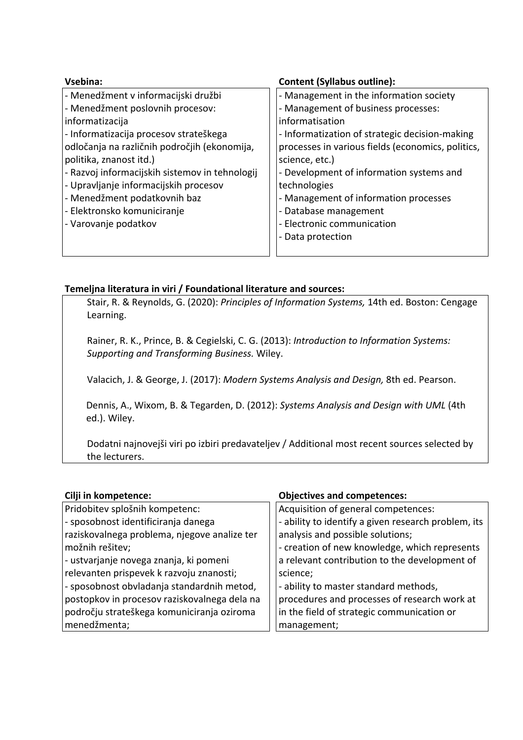| Vsebina: | Content (Syllabus outline): |
| --- | --- |
| - Menedžment v informacijski družbi<br>- Menedžment poslovnih procesov: informatizacija<br>- Informatizacija procesov strateškega odločanja na različnih področjih (ekonomija, politika, znanost itd.)<br>- Razvoj informacijskih sistemov in tehnologij<br>- Upravljanje informacijskih procesov<br>- Menedžment podatkovnih baz<br>- Elektronsko komuniciranje<br>- Varovanje podatkov | - Management in the information society<br>- Management of business processes: informatisation<br>- Informatization of strategic decision-making processes in various fields (economics, politics, science, etc.)<br>- Development of information systems and technologies<br>- Management of information processes<br>- Database management<br>- Electronic communication<br>- Data protection |

**Temeljna literatura in viri / Foundational literature and sources:**

Stair, R. & Reynolds, G. (2020): *Principles of Information Systems,* 14th ed. Boston: Cengage Learning.

Rainer, R. K., Prince, B. & Cegielski, C. G. (2013): *Introduction to Information Systems: Supporting and Transforming Business.* Wiley.

Valacich, J. & George, J. (2017): *Modern Systems Analysis and Design,* 8th ed. Pearson.

Dennis, A., Wixom, B. & Tegarden, D. (2012): *Systems Analysis and Design with UML* (4th ed.). Wiley.

Dodatni najnovejši viri po izbiri predavateljev / Additional most recent sources selected by the lecturers.

| Cilji in kompetence: | Objectives and competences: |
| --- | --- |
| Pridobitev splošnih kompetenc:<br>- sposobnost identificiranja danega raziskovalnega problema, njegove analize ter možnih rešitev;<br>- ustvarjanje novega znanja, ki pomeni relevanten prispevek k razvoju znanosti;<br>- sposobnost obvladanja standardnih metod, postopkov in procesov raziskovalnega dela na področju strateškega komuniciranja oziroma menedžmenta; | Acquisition of general competences:<br>- ability to identify a given research problem, its analysis and possible solutions;<br>- creation of new knowledge, which represents a relevant contribution to the development of science;<br>- ability to master standard methods, procedures and processes of research work at in the field of strategic communication or management; |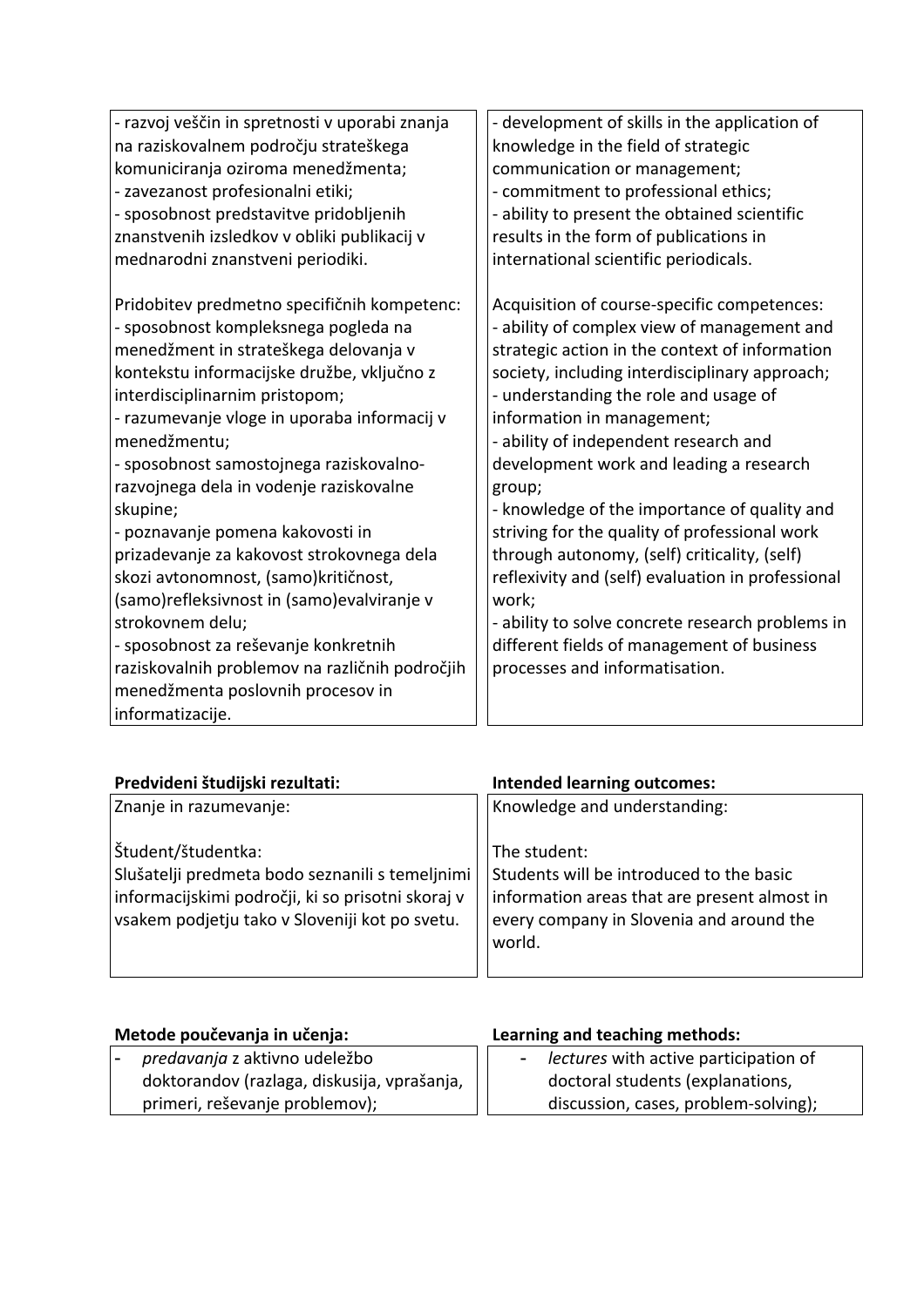| | |
|---|---|
| - razvoj veščin in spretnosti v uporabi znanja na raziskovalnem področju strateškega komuniciranja oziroma menedžmenta;<br>- zavezanost profesionalni etiki;<br>- sposobnost predstavitve pridobljenih znanstvenih izsledkov v obliki publikacij v mednarodni znanstveni periodiki.<br><br>Pridobitev predmetno specifičnih kompetenc:<br>- sposobnost kompleksnega pogleda na menedžment in strateškega delovanja v kontekstu informacijske družbe, vključno z interdisciplinarnim pristopom;<br>- razumevanje vloge in uporaba informacij v menedžmentu;<br>- sposobnost samostojnega raziskovalno-razvojnega dela in vodenje raziskovalne skupine;<br>- poznavanje pomena kakovosti in prizadevanje za kakovost strokovnega dela skozi avtonomnost, (samo)kritičnost, (samo)refleksivnost in (samo)evalviranje v strokovnem delu;<br>- sposobnost za reševanje konkretnih raziskovalnih problemov na različnih področjih menedžmenta poslovnih procesov in informatizacije. | - development of skills in the application of knowledge in the field of strategic communication or management;<br>- commitment to professional ethics;<br>- ability to present the obtained scientific results in the form of publications in international scientific periodicals.<br><br>Acquisition of course-specific competences:<br>- ability of complex view of management and strategic action in the context of information society, including interdisciplinary approach;<br>- understanding the role and usage of information in management;<br>- ability of independent research and development work and leading a research group;<br>- knowledge of the importance of quality and striving for the quality of professional work through autonomy, (self) criticality, (self) reflexivity and (self) evaluation in professional work;<br>- ability to solve concrete research problems in different fields of management of business processes and informatisation. |

| **Predvideni študijski rezultati:** | **Intended learning outcomes:** |
|---|---|
| Znanje in razumevanje:<br><br>Študent/študentka:<br>Slušatelji predmeta bodo seznanili s temeljnimi informacijskimi področji, ki so prisotni skoraj v vsakem podjetju tako v Sloveniji kot po svetu. | Knowledge and understanding:<br><br>The student:<br>Students will be introduced to the basic information areas that are present almost in every company in Slovenia and around the world. |

| **Metode poučevanja in učenja:** | **Learning and teaching methods:** |
|---|---|
| - *predavanja* z aktivno udeležbo doktorandov (razlaga, diskusija, vprašanja, primeri, reševanje problemov); | - *lectures* with active participation of doctoral students (explanations, discussion, cases, problem-solving); |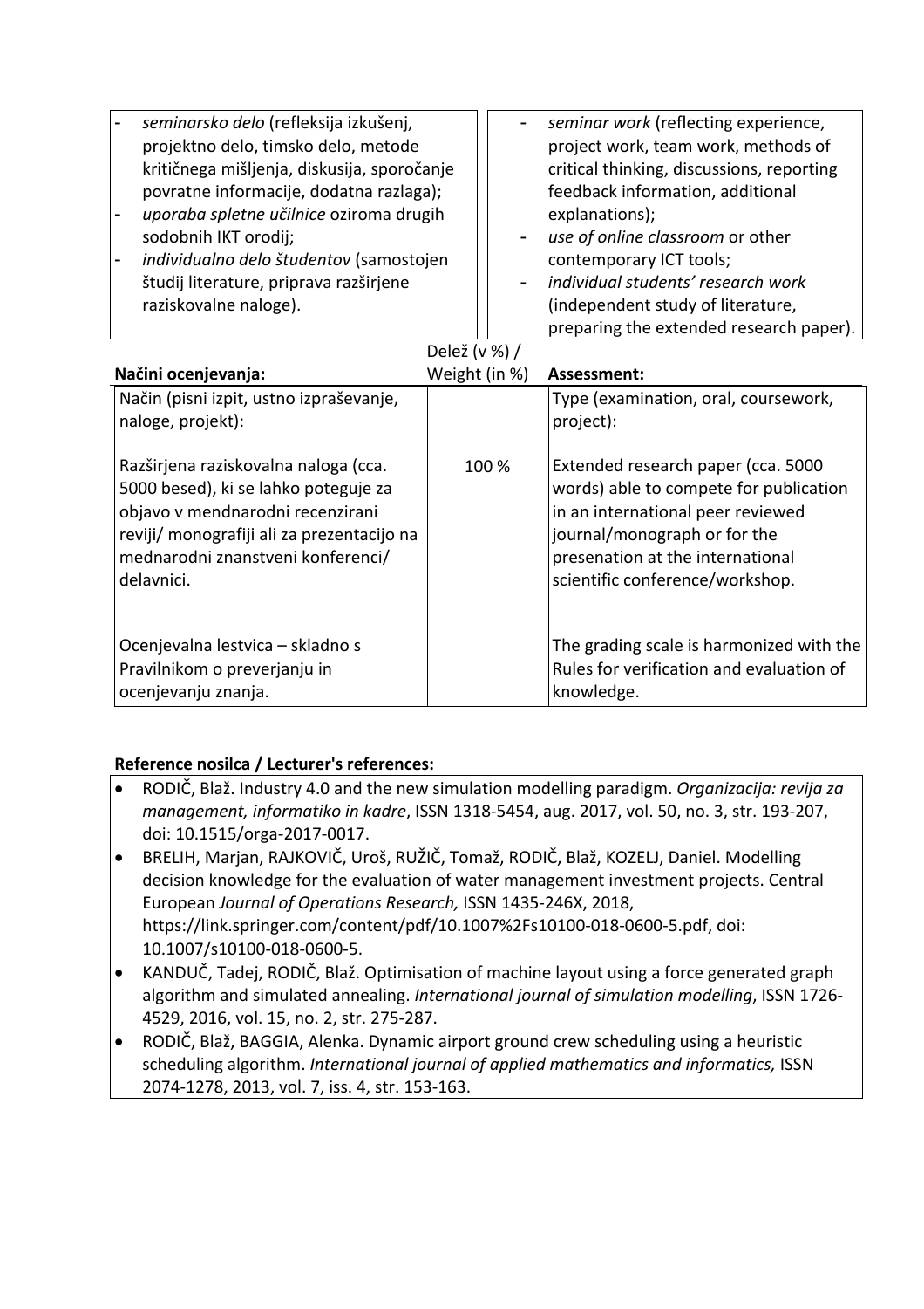| | |
|---|---|
| - *seminarsko delo* (refleksija izkušenj, projektno delo, timsko delo, metode kritičnega mišljenja, diskusija, sporočanje povratne informacije, dodatna razlaga);<br>- *uporaba spletne učilnice* oziroma drugih sodobnih IKT orodij;<br>- *individualno delo študentov* (samostojen študij literature, priprava razširjene raziskovalne naloge). | - *seminar work* (reflecting experience, project work, team work, methods of critical thinking, discussions, reporting feedback information, additional explanations);<br>- *use of online classroom* or other contemporary ICT tools;<br>- *individual students' research work* (independent study of literature, preparing the extended research paper). |

| **Načini ocenjevanja:** | Delež (v %) / Weight (in %) | **Assessment:** |
|---|---|---|
| Način (pisni izpit, ustno izpraševanje, naloge, projekt): | | Type (examination, oral, coursework, project): |
| Razširjena raziskovalna naloga (cca. 5000 besed), ki se lahko poteguje za objavo v mendnarodni recenzirani reviji/ monografiji ali za prezentacijo na mednarodni znanstveni konferenci/ delavnici. | 100 % | Extended research paper (cca. 5000 words) able to compete for publication in an international peer reviewed journal/monograph or for the presenation at the international scientific conference/workshop. |
| Ocenjevalna lestvica – skladno s Pravilnikom o preverjanju in ocenjevanju znanja. | | The grading scale is harmonized with the Rules for verification and evaluation of knowledge. |

**Reference nosilca / Lecturer's references:**

- RODIČ, Blaž. Industry 4.0 and the new simulation modelling paradigm. *Organizacija: revija za management, informatiko in kadre*, ISSN 1318-5454, aug. 2017, vol. 50, no. 3, str. 193-207, doi: 10.1515/orga-2017-0017.
- BRELIH, Marjan, RAJKOVIČ, Uroš, RUŽIČ, Tomaž, RODIČ, Blaž, KOZELJ, Daniel. Modelling decision knowledge for the evaluation of water management investment projects. Central European *Journal of Operations Research,* ISSN 1435-246X, 2018, https://link.springer.com/content/pdf/10.1007%2Fs10100-018-0600-5.pdf, doi: 10.1007/s10100-018-0600-5.
- KANDUČ, Tadej, RODIČ, Blaž. Optimisation of machine layout using a force generated graph algorithm and simulated annealing. *International journal of simulation modelling*, ISSN 1726-4529, 2016, vol. 15, no. 2, str. 275-287.
- RODIČ, Blaž, BAGGIA, Alenka. Dynamic airport ground crew scheduling using a heuristic scheduling algorithm. *International journal of applied mathematics and informatics,* ISSN 2074-1278, 2013, vol. 7, iss. 4, str. 153-163.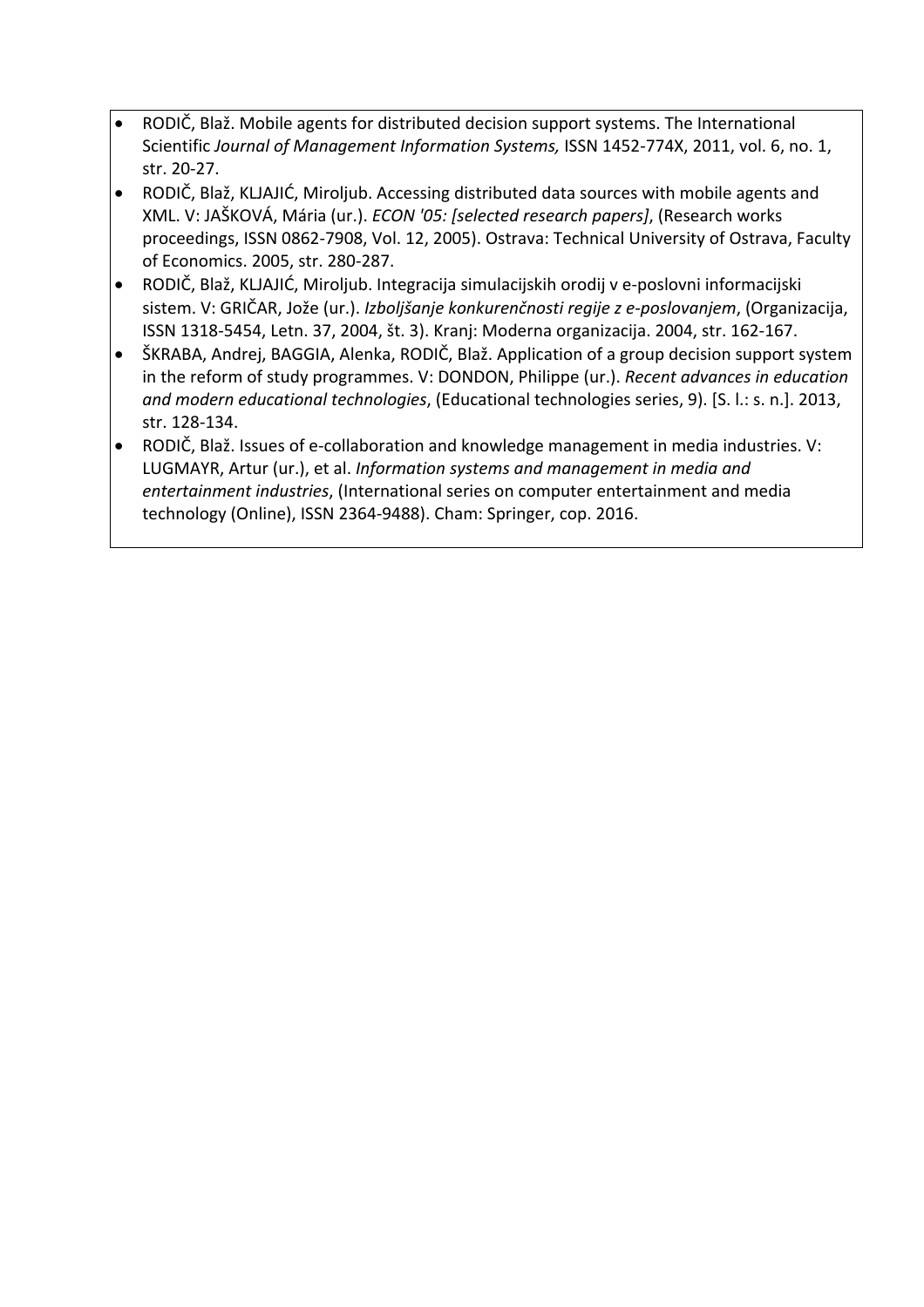- RODIČ, Blaž. Mobile agents for distributed decision support systems. The International Scientific *Journal of Management Information Systems,* ISSN 1452-774X, 2011, vol. 6, no. 1, str. 20-27.
- RODIČ, Blaž, KLJAJIĆ, Miroljub. Accessing distributed data sources with mobile agents and XML. V: JAŠKOVÁ, Mária (ur.). *ECON '05: [selected research papers]*, (Research works proceedings, ISSN 0862-7908, Vol. 12, 2005). Ostrava: Technical University of Ostrava, Faculty of Economics. 2005, str. 280-287.
- RODIČ, Blaž, KLJAJIĆ, Miroljub. Integracija simulacijskih orodij v e-poslovni informacijski sistem. V: GRIČAR, Jože (ur.). *Izboljšanje konkurenčnosti regije z e-poslovanjem*, (Organizacija, ISSN 1318-5454, Letn. 37, 2004, št. 3). Kranj: Moderna organizacija. 2004, str. 162-167.
- ŠKRABA, Andrej, BAGGIA, Alenka, RODIČ, Blaž. Application of a group decision support system in the reform of study programmes. V: DONDON, Philippe (ur.). *Recent advances in education and modern educational technologies*, (Educational technologies series, 9). [S. l.: s. n.]. 2013, str. 128-134.
- RODIČ, Blaž. Issues of e-collaboration and knowledge management in media industries. V: LUGMAYR, Artur (ur.), et al. *Information systems and management in media and entertainment industries*, (International series on computer entertainment and media technology (Online), ISSN 2364-9488). Cham: Springer, cop. 2016.